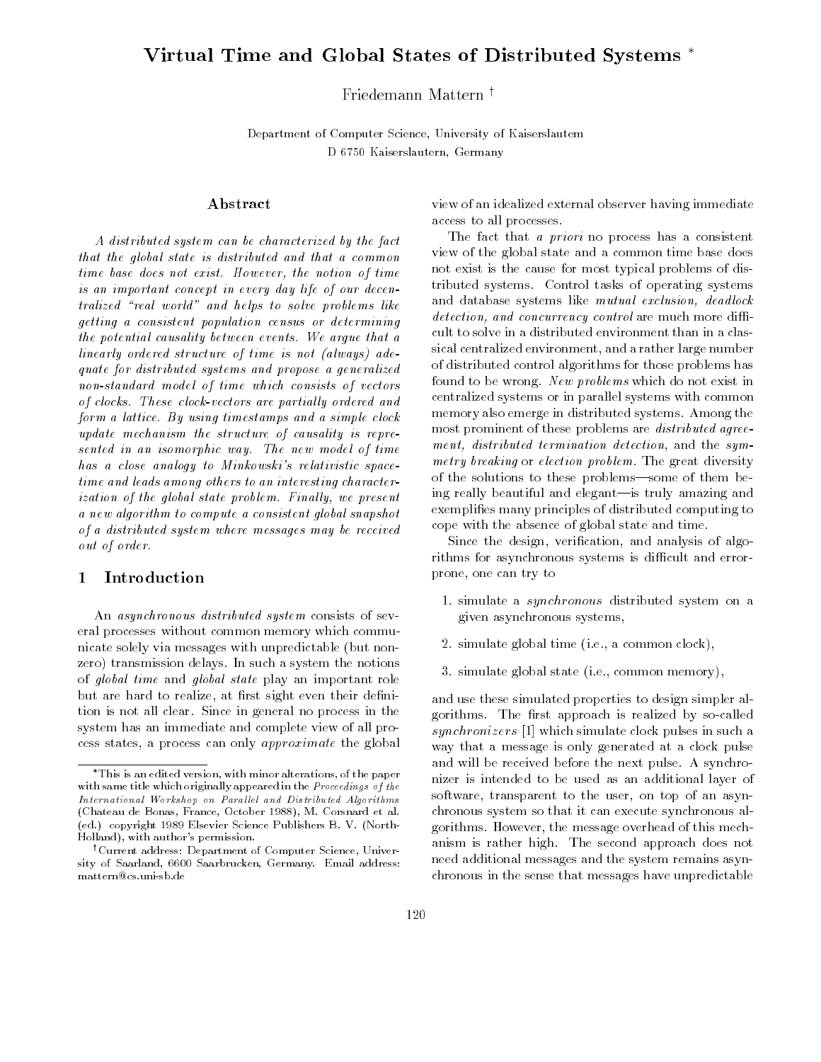# Virtual Time and Global States of Distributed Systems *

Friedemann Mattern †

Department of Computer Science, University of Kaiserslautern
D 6750 Kaiserslautern, Germany

## Abstract

*A distributed system can be characterized by the fact that the global state is distributed and that a common time base does not exist. However, the notion of time is an important concept in every day life of our decentralized "real world" and helps to solve problems like getting a consistent population census or determining the potential causality between events. We argue that a linearly ordered structure of time is not (always) adequate for distributed systems and propose a generalized non-standard model of time which consists of vectors of clocks. These clock-vectors are partially ordered and form a lattice. By using timestamps and a simple clock update mechanism the structure of causality is represented in an isomorphic way. The new model of time has a close analogy to Minkowski's relativistic spacetime and leads among others to an interesting characterization of the global state problem. Finally, we present a new algorithm to compute a consistent global snapshot of a distributed system where messages may be received out of order.*

## 1 Introduction

An *asynchronous distributed system* consists of several processes without common memory which communicate solely via messages with unpredictable (but nonzero) transmission delays. In such a system the notions of *global time* and *global state* play an important role but are hard to realize, at first sight even their definition is not all clear. Since in general no process in the system has an immediate and complete view of all process states, a process can only *approximate* the global view of an idealized external observer having immediate access to all processes.

The fact that *a priori* no process has a consistent view of the global state and a common time base does not exist is the cause for most typical problems of distributed systems. Control tasks of operating systems and database systems like *mutual exclusion, deadlock detection, and concurrency control* are much more difficult to solve in a distributed environment than in a classical centralized environment, and a rather large number of distributed control algorithms for those problems has found to be wrong. *New problems* which do not exist in centralized systems or in parallel systems with common memory also emerge in distributed systems. Among the most prominent of these problems are *distributed agreement, distributed termination detection*, and the *symmetry breaking* or *election problem*. The great diversity of the solutions to these problems—some of them being really beautiful and elegant—is truly amazing and exemplifies many principles of distributed computing to cope with the absence of global state and time.

Since the design, verification, and analysis of algorithms for asynchronous systems is difficult and error-prone, one can try to

1. simulate a *synchronous* distributed system on a given asynchronous systems,
2. simulate global time (i.e., a common clock),
3. simulate global state (i.e., common memory),

and use these simulated properties to design simpler algorithms. The first approach is realized by so-called *synchronizers* [1] which simulate clock pulses in such a way that a message is only generated at a clock pulse and will be received before the next pulse. A synchronizer is intended to be used as an additional layer of software, transparent to the user, on top of an asynchronous system so that it can execute synchronous algorithms. However, the message overhead of this mechanism is rather high. The second approach does not need additional messages and the system remains asynchronous in the sense that messages have unpredictable

*This is an edited version, with minor alterations, of the paper with same title which originally appeared in the *Proceedings of the International Workshop on Parallel and Distributed Algorithms* (Chateau de Bonas, France, October 1988), M. Corsnard et al. (ed.) copyright 1989 Elsevier Science Publishers B. V. (North-Holland), with author's permission.

†Current address: Department of Computer Science, University of Saarland, 6600 Saarbrucken, Germany. Email address: mattern@cs.uni-sb.de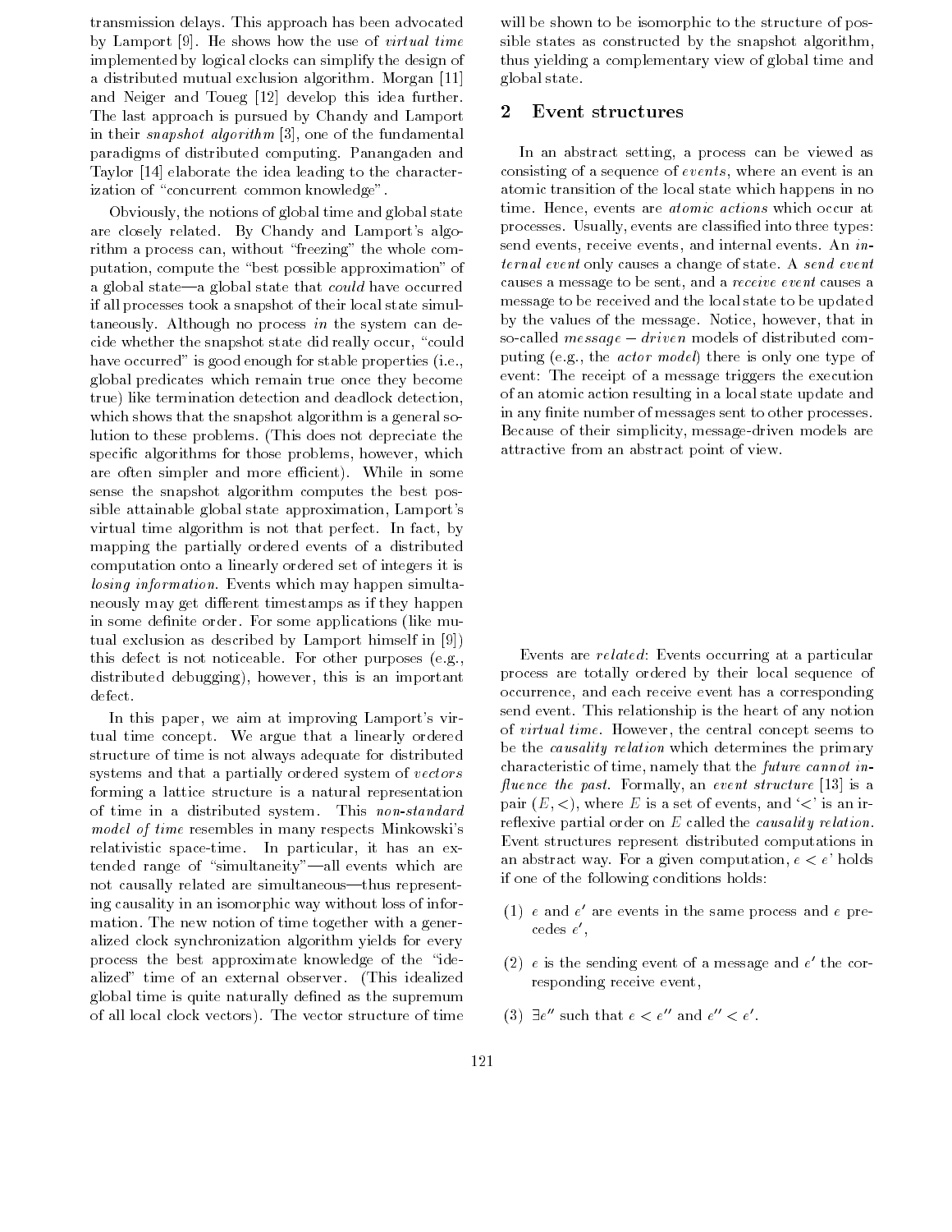transmission delays. This approach has been advocated by Lamport [9]. He shows how the use of *virtual time* implemented by logical clocks can simplify the design of a distributed mutual exclusion algorithm. Morgan [11] and Neiger and Toueg [12] develop this idea further. The last approach is pursued by Chandy and Lamport in their *snapshot algorithm* [3], one of the fundamental paradigms of distributed computing. Panangaden and Taylor [14] elaborate the idea leading to the characterization of "concurrent common knowledge".

Obviously, the notions of global time and global state are closely related. By Chandy and Lamport's algorithm a process can, without "freezing" the whole computation, compute the "best possible approximation" of a global state—a global state that *could* have occurred if all processes took a snapshot of their local state simultaneously. Although no process *in* the system can decide whether the snapshot state did really occur, "could have occurred" is good enough for stable properties (i.e., global predicates which remain true once they become true) like termination detection and deadlock detection, which shows that the snapshot algorithm is a general solution to these problems. (This does not depreciate the specific algorithms for those problems, however, which are often simpler and more efficient). While in some sense the snapshot algorithm computes the best possible attainable global state approximation, Lamport's virtual time algorithm is not that perfect. In fact, by mapping the partially ordered events of a distributed computation onto a linearly ordered set of integers it is *losing information.* Events which may happen simultaneously may get different timestamps as if they happen in some definite order. For some applications (like mutual exclusion as described by Lamport himself in [9]) this defect is not noticeable. For other purposes (e.g., distributed debugging), however, this is an important defect.

In this paper, we aim at improving Lamport's virtual time concept. We argue that a linearly ordered structure of time is not always adequate for distributed systems and that a partially ordered system of *vectors* forming a lattice structure is a natural representation of time in a distributed system. This *non-standard model of time* resembles in many respects Minkowski's relativistic space-time. In particular, it has an extended range of "simultaneity"—all events which are not causally related are simultaneous—thus representing causality in an isomorphic way without loss of information. The new notion of time together with a generalized clock synchronization algorithm yields for every process the best approximate knowledge of the "idealized" time of an external observer. (This idealized global time is quite naturally defined as the supremum of all local clock vectors). The vector structure of time will be shown to be isomorphic to the structure of possible states as constructed by the snapshot algorithm, thus yielding a complementary view of global time and global state.

## 2 Event structures

In an abstract setting, a process can be viewed as consisting of a sequence of *events*, where an event is an atomic transition of the local state which happens in no time. Hence, events are *atomic actions* which occur at processes. Usually, events are classified into three types: send events, receive events, and internal events. An *internal event* only causes a change of state. A *send event* causes a message to be sent, and a *receive event* causes a message to be received and the local state to be updated by the values of the message. Notice, however, that in so-called *message − driven* models of distributed computing (e.g., the *actor model*) there is only one type of event: The receipt of a message triggers the execution of an atomic action resulting in a local state update and in any finite number of messages sent to other processes. Because of their simplicity, message-driven models are attractive from an abstract point of view.

Events are *related*: Events occurring at a particular process are totally ordered by their local sequence of occurrence, and each receive event has a corresponding send event. This relationship is the heart of any notion of *virtual time*. However, the central concept seems to be the *causality relation* which determines the primary characteristic of time, namely that the *future cannot influence the past*. Formally, an *event structure* [13] is a pair $(E, <)$, where $E$ is a set of events, and '$<$' is an irreflexive partial order on $E$ called the *causality relation*. Event structures represent distributed computations in an abstract way. For a given computation, $e < e'$ holds if one of the following conditions holds:

(1) $e$ and $e'$ are events in the same process and $e$ precedes $e'$,

(2) $e$ is the sending event of a message and $e'$ the corresponding receive event,

(3) $\exists e''$ such that $e < e''$ and $e'' < e'$.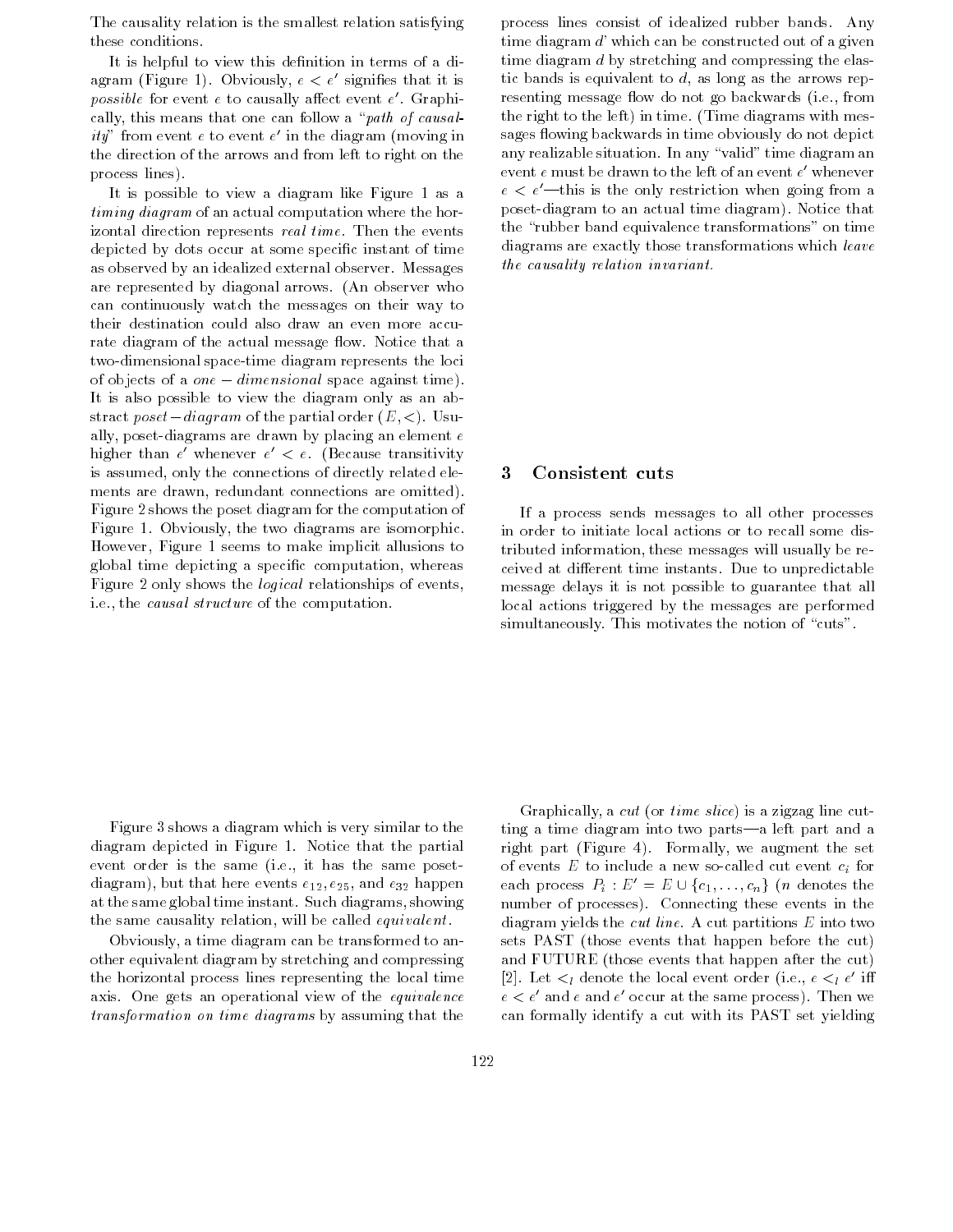The causality relation is the smallest relation satisfying these conditions.

It is helpful to view this definition in terms of a diagram (Figure 1). Obviously, $e < e'$ signifies that it is *possible* for event $e$ to causally affect event $e'$. Graphically, this means that one can follow a "*path of causality*" from event $e$ to event $e'$ in the diagram (moving in the direction of the arrows and from left to right on the process lines).

It is possible to view a diagram like Figure 1 as a *timing diagram* of an actual computation where the horizontal direction represents *real time*. Then the events depicted by dots occur at some specific instant of time as observed by an idealized external observer. Messages are represented by diagonal arrows. (An observer who can continuously watch the messages on their way to their destination could also draw an even more accurate diagram of the actual message flow. Notice that a two-dimensional space-time diagram represents the loci of objects of a *one − dimensional* space against time). It is also possible to view the diagram only as an abstract *poset − diagram* of the partial order $(E, <)$. Usually, poset-diagrams are drawn by placing an element $e$ higher than $e'$ whenever $e' < e$. (Because transitivity is assumed, only the connections of directly related elements are drawn, redundant connections are omitted). Figure 2 shows the poset diagram for the computation of Figure 1. Obviously, the two diagrams are isomorphic. However, Figure 1 seems to make implicit allusions to global time depicting a specific computation, whereas Figure 2 only shows the *logical* relationships of events, i.e., the *causal structure* of the computation.

Figure 3 shows a diagram which is very similar to the diagram depicted in Figure 1. Notice that the partial event order is the same (i.e., it has the same poset-diagram), but that here events $e_{12}, e_{25}$, and $e_{32}$ happen at the same global time instant. Such diagrams, showing the same causality relation, will be called *equivalent*.

Obviously, a time diagram can be transformed to another equivalent diagram by stretching and compressing the horizontal process lines representing the local time axis. One gets an operational view of the *equivalence transformation on time diagrams* by assuming that the process lines consist of idealized rubber bands. Any time diagram $d'$ which can be constructed out of a given time diagram $d$ by stretching and compressing the elastic bands is equivalent to $d$, as long as the arrows representing message flow do not go backwards (i.e., from the right to the left) in time. (Time diagrams with messages flowing backwards in time obviously do not depict any realizable situation. In any "valid" time diagram an event $e$ must be drawn to the left of an event $e'$ whenever $e < e'$—this is the only restriction when going from a poset-diagram to an actual time diagram). Notice that the "rubber band equivalence transformations" on time diagrams are exactly those transformations which *leave the causality relation invariant.*

## 3 Consistent cuts

If a process sends messages to all other processes in order to initiate local actions or to recall some distributed information, these messages will usually be received at different time instants. Due to unpredictable message delays it is not possible to guarantee that all local actions triggered by the messages are performed simultaneously. This motivates the notion of "cuts".

Graphically, a *cut* (or *time slice*) is a zigzag line cutting a time diagram into two parts—a left part and a right part (Figure 4). Formally, we augment the set of events $E$ to include a new so-called cut event $c_i$ for each process $P_i : E' = E \cup \{c_1, \ldots, c_n\}$ ($n$ denotes the number of processes). Connecting these events in the diagram yields the *cut line*. A cut partitions $E$ into two sets PAST (those events that happen before the cut) and FUTURE (those events that happen after the cut) [2]. Let $<_l$ denote the local event order (i.e., $e <_l e'$ iff $e < e'$ and $e$ and $e'$ occur at the same process). Then we can formally identify a cut with its PAST set yielding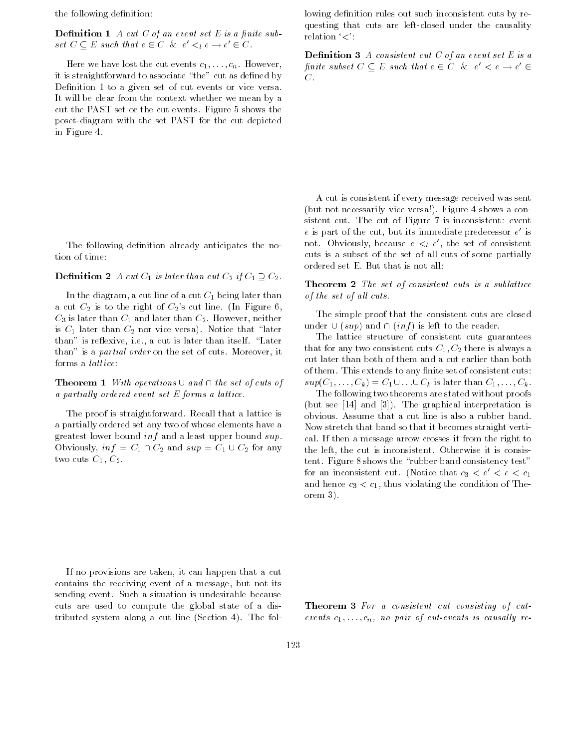the following definition:

**Definition 1** *A cut $C$ of an event set $E$ is a finite subset $C \subseteq E$ such that $e \in C$ & $e' <_l e \rightarrow e' \in C$.*

Here we have lost the cut events $c_1, \ldots, c_n$. However, it is straightforward to associate "the" cut as defined by Definition 1 to a given set of cut events or vice versa. It will be clear from the context whether we mean by a cut the PAST set or the cut events. Figure 5 shows the poset-diagram with the set PAST for the cut depicted in Figure 4.

The following definition already anticipates the notion of time:

**Definition 2** *A cut $C_1$ is later than cut $C_2$ if $C_1 \supseteq C_2$.*

In the diagram, a cut line of a cut $C_1$ being later than a cut $C_2$ is to the right of $C_2$'s cut line. (In Figure 6, $C_3$ is later than $C_1$ and later than $C_2$. However, neither is $C_1$ later than $C_2$ nor vice versa). Notice that "later than" is reflexive, i.e., a cut is later than itself. "Later than" is a *partial order* on the set of cuts. Moreover, it forms a *lattice*:

**Theorem 1** *With operations $\cup$ and $\cap$ the set of cuts of a partially ordered event set $E$ forms a lattice.*

The proof is straightforward. Recall that a lattice is a partially ordered set any two of whose elements have a greatest lower bound $inf$ and a least upper bound $sup$. Obviously, $inf = C_1 \cap C_2$ and $sup = C_1 \cup C_2$ for any two cuts $C_1$, $C_2$.

If no provisions are taken, it can happen that a cut contains the receiving event of a message, but not its sending event. Such a situation is undesirable because cuts are used to compute the global state of a distributed system along a cut line (Section 4). The following definition rules out such inconsistent cuts by requesting that cuts are left-closed under the causality relation '$<$':

**Definition 3** *A consistent cut $C$ of an event set $E$ is a finite subset $C \subseteq E$ such that $e \in C$ & $e' < e \rightarrow e' \in C$.*

A cut is consistent if every message received was sent (but not necessarily vice versa!). Figure 4 shows a consistent cut. The cut of Figure 7 is inconsistent: event $e$ is part of the cut, but its immediate predecessor $e'$ is not. Obviously, because $e <_l e'$, the set of consistent cuts is a subset of the set of all cuts of some partially ordered set E. But that is not all:

**Theorem 2** *The set of consistent cuts is a sublattice of the set of all cuts.*

The simple proof that the consistent cuts are closed under $\cup$ ($sup$) and $\cap$ ($inf$) is left to the reader.

The lattice structure of consistent cuts guarantees that for any two consistent cuts $C_1, C_2$ there is always a cut later than both of them and a cut earlier than both of them. This extends to any finite set of consistent cuts: $sup(C_1, \ldots, C_k) = C_1 \cup \ldots \cup C_k$ is later than $C_1, \ldots, C_k$.

The following two theorems are stated without proofs (but see [14] and [3]). The graphical interpretation is obvious. Assume that a cut line is also a rubber band. Now stretch that band so that it becomes straight vertical. If then a message arrow crosses it from the right to the left, the cut is inconsistent. Otherwise it is consistent. Figure 8 shows the "rubber band consistency test" for an inconsistent cut. (Notice that $c_3 < e' < e < c_1$ and hence $c_3 < c_1$, thus violating the condition of Theorem 3).

**Theorem 3** *For a consistent cut consisting of cut-events $c_1, \ldots, c_n$, no pair of cut-events is causally re-*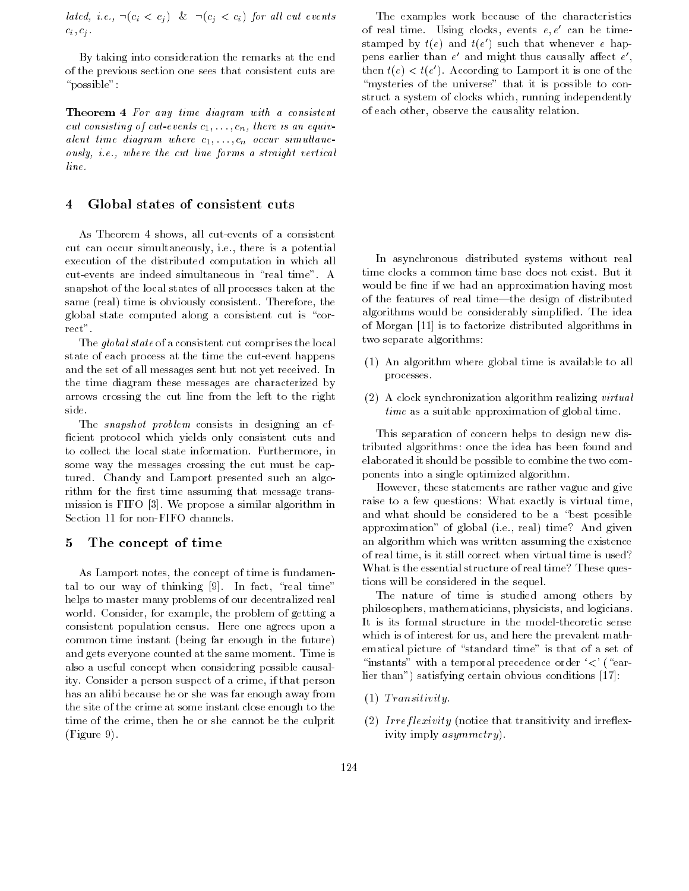*lated, i.e.,* $\neg(c_i < c_j)$ & $\neg(c_j < c_i)$ *for all cut events* $c_i, c_j$.

By taking into consideration the remarks at the end of the previous section one sees that consistent cuts are "possible":

**Theorem 4** *For any time diagram with a consistent cut consisting of cut-events* $c_1, \ldots, c_n$*, there is an equivalent time diagram where* $c_1, \ldots, c_n$ *occur simultaneously, i.e., where the cut line forms a straight vertical line.*

## 4 Global states of consistent cuts

As Theorem 4 shows, all cut-events of a consistent cut can occur simultaneously, i.e., there is a potential execution of the distributed computation in which all cut-events are indeed simultaneous in "real time". A snapshot of the local states of all processes taken at the same (real) time is obviously consistent. Therefore, the global state computed along a consistent cut is "correct".

The *global state* of a consistent cut comprises the local state of each process at the time the cut-event happens and the set of all messages sent but not yet received. In the time diagram these messages are characterized by arrows crossing the cut line from the left to the right side.

The *snapshot problem* consists in designing an efficient protocol which yields only consistent cuts and to collect the local state information. Furthermore, in some way the messages crossing the cut must be captured. Chandy and Lamport presented such an algorithm for the first time assuming that message transmission is FIFO [3]. We propose a similar algorithm in Section 11 for non-FIFO channels.

## 5 The concept of time

As Lamport notes, the concept of time is fundamental to our way of thinking [9]. In fact, "real time" helps to master many problems of our decentralized real world. Consider, for example, the problem of getting a consistent population census. Here one agrees upon a common time instant (being far enough in the future) and gets everyone counted at the same moment. Time is also a useful concept when considering possible causality. Consider a person suspect of a crime, if that person has an alibi because he or she was far enough away from the site of the crime at some instant close enough to the time of the crime, then he or she cannot be the culprit (Figure 9).

The examples work because of the characteristics of real time. Using clocks, events $e, e'$ can be timestamped by $t(e)$ and $t(e')$ such that whenever $e$ happens earlier than $e'$ and might thus causally affect $e'$, then $t(e) < t(e')$. According to Lamport it is one of the "mysteries of the universe" that it is possible to construct a system of clocks which, running independently of each other, observe the causality relation.

In asynchronous distributed systems without real time clocks a common time base does not exist. But it would be fine if we had an approximation having most of the features of real time—the design of distributed algorithms would be considerably simplified. The idea of Morgan [11] is to factorize distributed algorithms in two separate algorithms:

(1) An algorithm where global time is available to all processes.

(2) A clock synchronization algorithm realizing *virtual time* as a suitable approximation of global time.

This separation of concern helps to design new distributed algorithms: once the idea has been found and elaborated it should be possible to combine the two components into a single optimized algorithm.

However, these statements are rather vague and give raise to a few questions: What exactly is virtual time, and what should be considered to be a "best possible approximation" of global (i.e., real) time? And given an algorithm which was written assuming the existence of real time, is it still correct when virtual time is used? What is the essential structure of real time? These questions will be considered in the sequel.

The nature of time is studied among others by philosophers, mathematicians, physicists, and logicians. It is its formal structure in the model-theoretic sense which is of interest for us, and here the prevalent mathematical picture of "standard time" is that of a set of "instants" with a temporal precedence order '$<$' ("earlier than") satisfying certain obvious conditions [17]:

(1) *Transitivity.*

(2) *Irreflexivity* (notice that transitivity and irreflexivity imply *asymmetry*).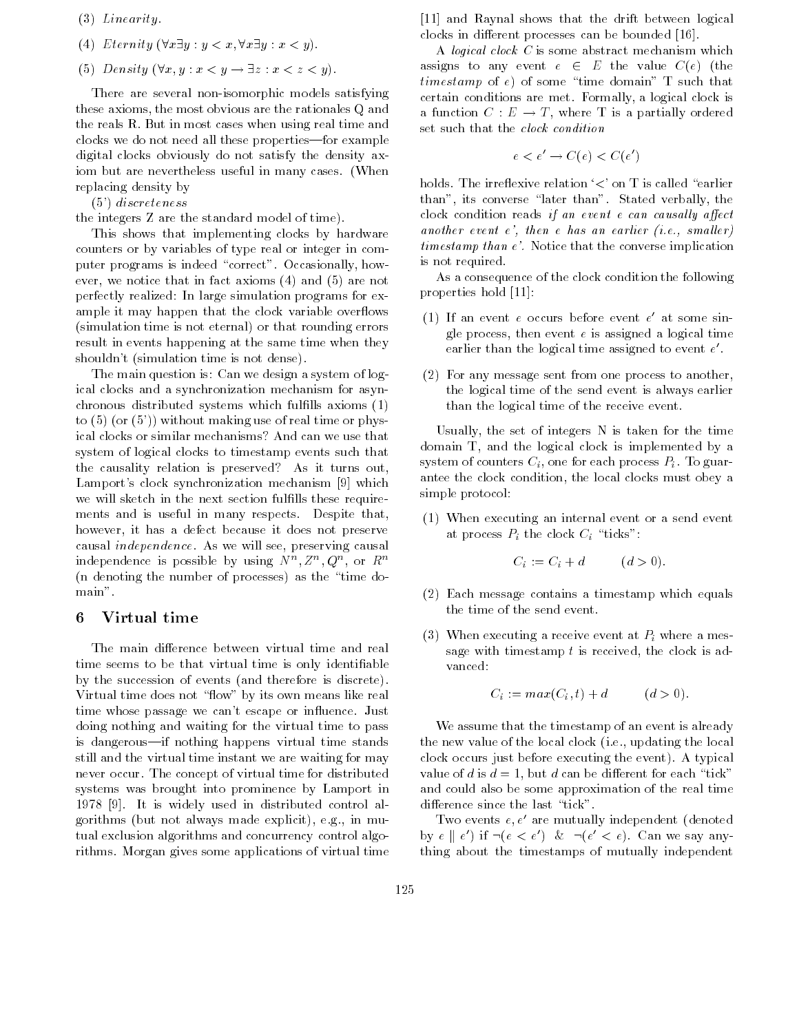(3) *Linearity.*

(4) *Eternity* ($\forall x \exists y : y < x, \forall x \exists y : x < y$).

(5) *Density* ($\forall x, y : x < y \rightarrow \exists z : x < z < y$).

There are several non-isomorphic models satisfying these axioms, the most obvious are the rationales Q and the reals R. But in most cases when using real time and clocks we do not need all these properties—for example digital clocks obviously do not satisfy the density axiom but are nevertheless useful in many cases. (When replacing density by

(5') *discreteness*

the integers Z are the standard model of time).

This shows that implementing clocks by hardware counters or by variables of type real or integer in computer programs is indeed "correct". Occasionally, however, we notice that in fact axioms (4) and (5) are not perfectly realized: In large simulation programs for example it may happen that the clock variable overflows (simulation time is not eternal) or that rounding errors result in events happening at the same time when they shouldn't (simulation time is not dense).

The main question is: Can we design a system of logical clocks and a synchronization mechanism for asynchronous distributed systems which fulfills axioms (1) to (5) (or (5')) without making use of real time or physical clocks or similar mechanisms? And can we use that system of logical clocks to timestamp events such that the causality relation is preserved? As it turns out, Lamport's clock synchronization mechanism [9] which we will sketch in the next section fulfills these requirements and is useful in many respects. Despite that, however, it has a defect because it does not preserve causal *independence*. As we will see, preserving causal independence is possible by using $N^n, Z^n, Q^n$, or $R^n$ (n denoting the number of processes) as the "time domain".

## 6 Virtual time

The main difference between virtual time and real time seems to be that virtual time is only identifiable by the succession of events (and therefore is discrete). Virtual time does not "flow" by its own means like real time whose passage we can't escape or influence. Just doing nothing and waiting for the virtual time to pass is dangerous—if nothing happens virtual time stands still and the virtual time instant we are waiting for may never occur. The concept of virtual time for distributed systems was brought into prominence by Lamport in 1978 [9]. It is widely used in distributed control algorithms (but not always made explicit), e.g., in mutual exclusion algorithms and concurrency control algorithms. Morgan gives some applications of virtual time [11] and Raynal shows that the drift between logical clocks in different processes can be bounded [16].

A *logical clock* $C$ is some abstract mechanism which assigns to any event $e \in E$ the value $C(e)$ (the *timestamp* of $e$) of some "time domain" T such that certain conditions are met. Formally, a logical clock is a function $C : E \rightarrow T$, where T is a partially ordered set such that the *clock condition*

$$e < e' \rightarrow C(e) < C(e')$$

holds. The irreflexive relation '$<$' on T is called "earlier than", its converse "later than". Stated verbally, the clock condition reads *if an event e can causally affect another event e', then e has an earlier (i.e., smaller) timestamp than e'.* Notice that the converse implication is not required.

As a consequence of the clock condition the following properties hold [11]:

(1) If an event $e$ occurs before event $e'$ at some single process, then event $e$ is assigned a logical time earlier than the logical time assigned to event $e'$.

(2) For any message sent from one process to another, the logical time of the send event is always earlier than the logical time of the receive event.

Usually, the set of integers N is taken for the time domain T, and the logical clock is implemented by a system of counters $C_i$, one for each process $P_i$. To guarantee the clock condition, the local clocks must obey a simple protocol:

(1) When executing an internal event or a send event at process $P_i$ the clock $C_i$ "ticks":

$$C_i := C_i + d \qquad (d > 0).$$

(2) Each message contains a timestamp which equals the time of the send event.

(3) When executing a receive event at $P_i$ where a message with timestamp $t$ is received, the clock is advanced:

$$C_i := max(C_i, t) + d \qquad (d > 0).$$

We assume that the timestamp of an event is already the new value of the local clock (i.e., updating the local clock occurs just before executing the event). A typical value of $d$ is $d = 1$, but $d$ can be different for each "tick" and could also be some approximation of the real time difference since the last "tick".

Two events $e, e'$ are mutually independent (denoted by $e \parallel e'$) if $\neg(e < e')$ & $\neg(e' < e)$. Can we say anything about the timestamps of mutually independent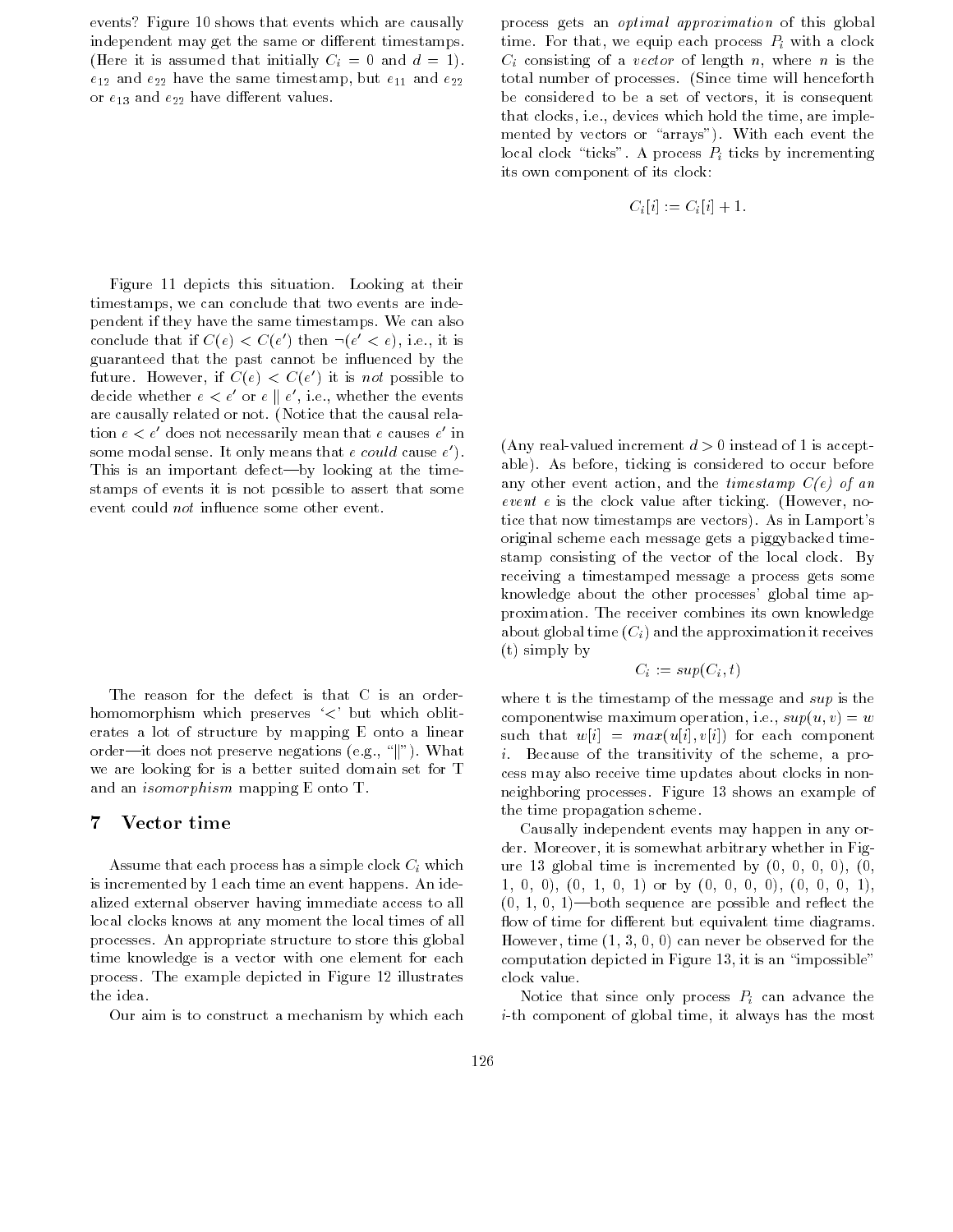events? Figure 10 shows that events which are causally independent may get the same or different timestamps. (Here it is assumed that initially $C_i = 0$ and $d = 1$). $e_{12}$ and $e_{22}$ have the same timestamp, but $e_{11}$ and $e_{22}$ or $e_{13}$ and $e_{22}$ have different values.

Figure 11 depicts this situation. Looking at their timestamps, we can conclude that two events are independent if they have the same timestamps. We can also conclude that if $C(e) < C(e')$ then $\neg(e' < e)$, i.e., it is guaranteed that the past cannot be influenced by the future. However, if $C(e) < C(e')$ it is *not* possible to decide whether $e < e'$ or $e \parallel e'$, i.e., whether the events are causally related or not. (Notice that the causal relation $e < e'$ does not necessarily mean that $e$ causes $e'$ in some modal sense. It only means that $e$ *could* cause $e'$). This is an important defect—by looking at the timestamps of events it is not possible to assert that some event could *not* influence some other event.

The reason for the defect is that C is an order-homomorphism which preserves '$<$' but which obliterates a lot of structure by mapping E onto a linear order—it does not preserve negations (e.g., "$\parallel$"). What we are looking for is a better suited domain set for T and an *isomorphism* mapping E onto T.

## 7 Vector time

Assume that each process has a simple clock $C_i$ which is incremented by 1 each time an event happens. An idealized external observer having immediate access to all local clocks knows at any moment the local times of all processes. An appropriate structure to store this global time knowledge is a vector with one element for each process. The example depicted in Figure 12 illustrates the idea.

Our aim is to construct a mechanism by which each process gets an *optimal approximation* of this global time. For that, we equip each process $P_i$ with a clock $C_i$ consisting of a *vector* of length $n$, where $n$ is the total number of processes. (Since time will henceforth be considered to be a set of vectors, it is consequent that clocks, i.e., devices which hold the time, are implemented by vectors or "arrays"). With each event the local clock "ticks". A process $P_i$ ticks by incrementing its own component of its clock:

$$C_i[i] := C_i[i] + 1.$$

(Any real-valued increment $d > 0$ instead of 1 is acceptable). As before, ticking is considered to occur before any other event action, and the *timestamp C(e) of an event e* is the clock value after ticking. (However, notice that now timestamps are vectors). As in Lamport's original scheme each message gets a piggybacked timestamp consisting of the vector of the local clock. By receiving a timestamped message a process gets some knowledge about the other processes' global time approximation. The receiver combines its own knowledge about global time ($C_i$) and the approximation it receives (t) simply by

$$C_i := sup(C_i, t)$$

where t is the timestamp of the message and *sup* is the componentwise maximum operation, i.e., $sup(u, v) = w$ such that $w[i] = max(u[i], v[i])$ for each component $i$. Because of the transitivity of the scheme, a process may also receive time updates about clocks in non-neighboring processes. Figure 13 shows an example of the time propagation scheme.

Causally independent events may happen in any order. Moreover, it is somewhat arbitrary whether in Figure 13 global time is incremented by (0, 0, 0, 0), (0, 1, 0, 0), (0, 1, 0, 1) or by (0, 0, 0, 0), (0, 0, 0, 1), (0, 1, 0, 1)—both sequence are possible and reflect the flow of time for different but equivalent time diagrams. However, time (1, 3, 0, 0) can never be observed for the computation depicted in Figure 13, it is an "impossible" clock value.

Notice that since only process $P_i$ can advance the $i$-th component of global time, it always has the most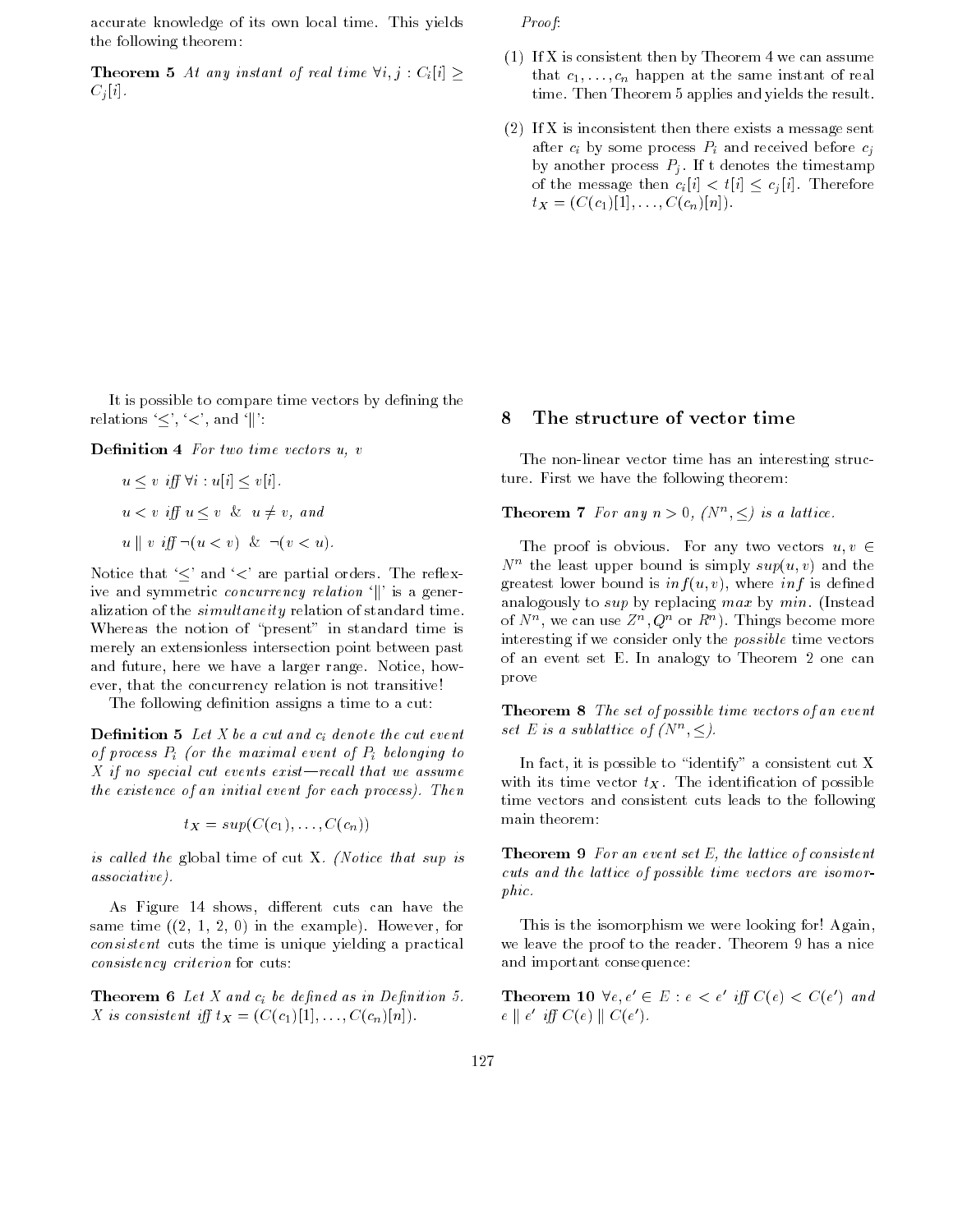accurate knowledge of its own local time. This yields the following theorem:

**Theorem 5** *At any instant of real time $\forall i, j : C_i[i] \geq C_j[i]$.*

It is possible to compare time vectors by defining the relations '$\leq$', '$<$', and '$\|$':

**Definition 4** *For two time vectors u, v*

$u \leq v$ *iff* $\forall i : u[i] \leq v[i]$.

$u < v$ *iff* $u \leq v$ & $u \neq v$, *and*

$u \| v$ *iff* $\neg(u < v)$ & $\neg(v < u)$.

Notice that '$\leq$' and '$<$' are partial orders. The reflexive and symmetric *concurrency relation* '$\|$' is a generalization of the *simultaneity* relation of standard time. Whereas the notion of "present" in standard time is merely an extensionless intersection point between past and future, here we have a larger range. Notice, however, that the concurrency relation is not transitive!

The following definition assigns a time to a cut:

**Definition 5** *Let X be a cut and $c_i$ denote the cut event of process $P_i$ (or the maximal event of $P_i$ belonging to X if no special cut events exist—recall that we assume the existence of an initial event for each process). Then*

$$t_X = sup(C(c_1), \ldots, C(c_n))$$

*is called the* global time of cut X. *(Notice that sup is associative).*

As Figure 14 shows, different cuts can have the same time ((2, 1, 2, 0) in the example). However, for *consistent* cuts the time is unique yielding a practical *consistency criterion* for cuts:

**Theorem 6** *Let X and $c_i$ be defined as in Definition 5. X is consistent iff $t_X = (C(c_1)[1], \ldots, C(c_n)[n])$.*

*Proof*:

(1) If X is consistent then by Theorem 4 we can assume that $c_1, \ldots, c_n$ happen at the same instant of real time. Then Theorem 5 applies and yields the result.

(2) If X is inconsistent then there exists a message sent after $c_i$ by some process $P_i$ and received before $c_j$ by another process $P_j$. If t denotes the timestamp of the message then $c_i[i] < t[i] \leq c_j[i]$. Therefore $t_X = (C(c_1)[1], \ldots, C(c_n)[n])$.

## 8 The structure of vector time

The non-linear vector time has an interesting structure. First we have the following theorem:

**Theorem 7** *For any $n > 0$, $(N^n, \leq)$ is a lattice.*

The proof is obvious. For any two vectors $u, v \in N^n$ the least upper bound is simply $sup(u, v)$ and the greatest lower bound is $inf(u, v)$, where $inf$ is defined analogously to $sup$ by replacing $max$ by $min$. (Instead of $N^n$, we can use $Z^n, Q^n$ or $R^n$). Things become more interesting if we consider only the *possible* time vectors of an event set E. In analogy to Theorem 2 one can prove

**Theorem 8** *The set of possible time vectors of an event set E is a sublattice of $(N^n, \leq)$.*

In fact, it is possible to "identify" a consistent cut X with its time vector $t_X$. The identification of possible time vectors and consistent cuts leads to the following main theorem:

**Theorem 9** *For an event set E, the lattice of consistent cuts and the lattice of possible time vectors are isomorphic.*

This is the isomorphism we were looking for! Again, we leave the proof to the reader. Theorem 9 has a nice and important consequence:

**Theorem 10** *$\forall e, e' \in E : e < e'$ iff $C(e) < C(e')$ and $e \| e'$ iff $C(e) \| C(e')$.*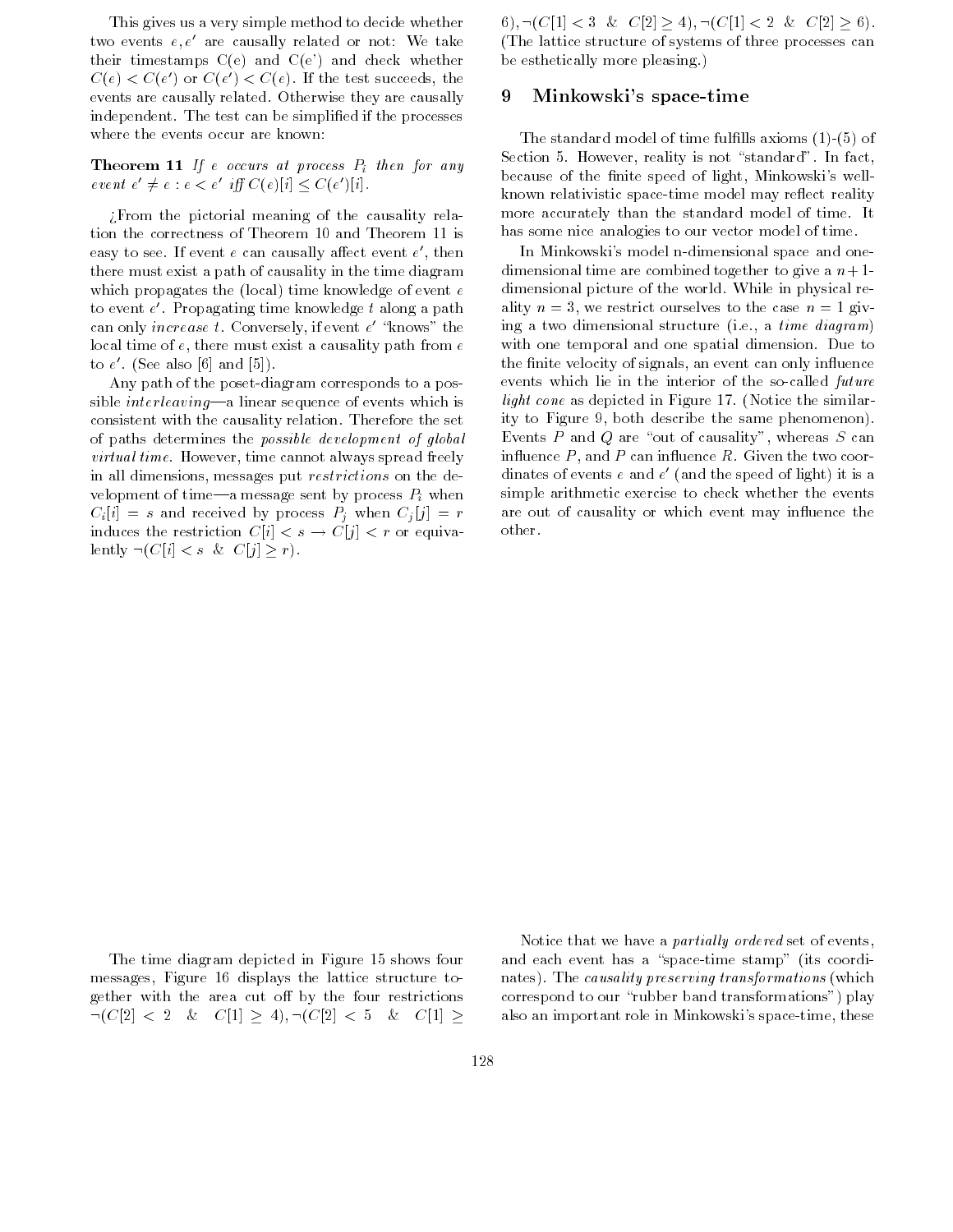This gives us a very simple method to decide whether two events $e, e'$ are causally related or not: We take their timestamps C(e) and C(e') and check whether $C(e) < C(e')$ or $C(e') < C(e)$. If the test succeeds, the events are causally related. Otherwise they are causally independent. The test can be simplified if the processes where the events occur are known:

**Theorem 11** *If $e$ occurs at process $P_i$ then for any event $e' \neq e$ : $e < e'$ iff $C(e)[i] \leq C(e')[i]$.*

¿From the pictorial meaning of the causality relation the correctness of Theorem 10 and Theorem 11 is easy to see. If event $e$ can causally affect event $e'$, then there must exist a path of causality in the time diagram which propagates the (local) time knowledge of event $e$ to event $e'$. Propagating time knowledge $t$ along a path can only *increase* $t$. Conversely, if event $e'$ "knows" the local time of $e$, there must exist a causality path from $e$ to $e'$. (See also [6] and [5]).

Any path of the poset-diagram corresponds to a possible *interleaving*—a linear sequence of events which is consistent with the causality relation. Therefore the set of paths determines the *possible development of global virtual time*. However, time cannot always spread freely in all dimensions, messages put *restrictions* on the development of time—a message sent by process $P_i$ when $C_i[i] = s$ and received by process $P_j$ when $C_j[j] = r$ induces the restriction $C[i] < s \rightarrow C[j] < r$ or equivalently $\neg(C[i] < s \;\; \& \;\; C[j] \geq r)$.

The time diagram depicted in Figure 15 shows four messages, Figure 16 displays the lattice structure together with the area cut off by the four restrictions $\neg(C[2] < 2 \;\; \& \;\; C[1] \geq 4), \neg(C[2] < 5 \;\; \& \;\; C[1] \geq 6), \neg(C[1] < 3 \;\; \& \;\; C[2] \geq 4), \neg(C[1] < 2 \;\; \& \;\; C[2] \geq 6)$. (The lattice structure of systems of three processes can be esthetically more pleasing.)

## 9 Minkowski's space-time

The standard model of time fulfills axioms (1)-(5) of Section 5. However, reality is not "standard". In fact, because of the finite speed of light, Minkowski's well-known relativistic space-time model may reflect reality more accurately than the standard model of time. It has some nice analogies to our vector model of time.

In Minkowski's model n-dimensional space and one-dimensional time are combined together to give a $n+1$-dimensional picture of the world. While in physical reality $n = 3$, we restrict ourselves to the case $n = 1$ giving a two dimensional structure (i.e., a *time diagram*) with one temporal and one spatial dimension. Due to the finite velocity of signals, an event can only influence events which lie in the interior of the so-called *future light cone* as depicted in Figure 17. (Notice the similarity to Figure 9, both describe the same phenomenon). Events $P$ and $Q$ are "out of causality", whereas $S$ can influence $P$, and $P$ can influence $R$. Given the two coordinates of events $e$ and $e'$ (and the speed of light) it is a simple arithmetic exercise to check whether the events are out of causality or which event may influence the other.

Notice that we have a *partially ordered* set of events, and each event has a "space-time stamp" (its coordinates). The *causality preserving transformations* (which correspond to our "rubber band transformations") play also an important role in Minkowski's space-time, these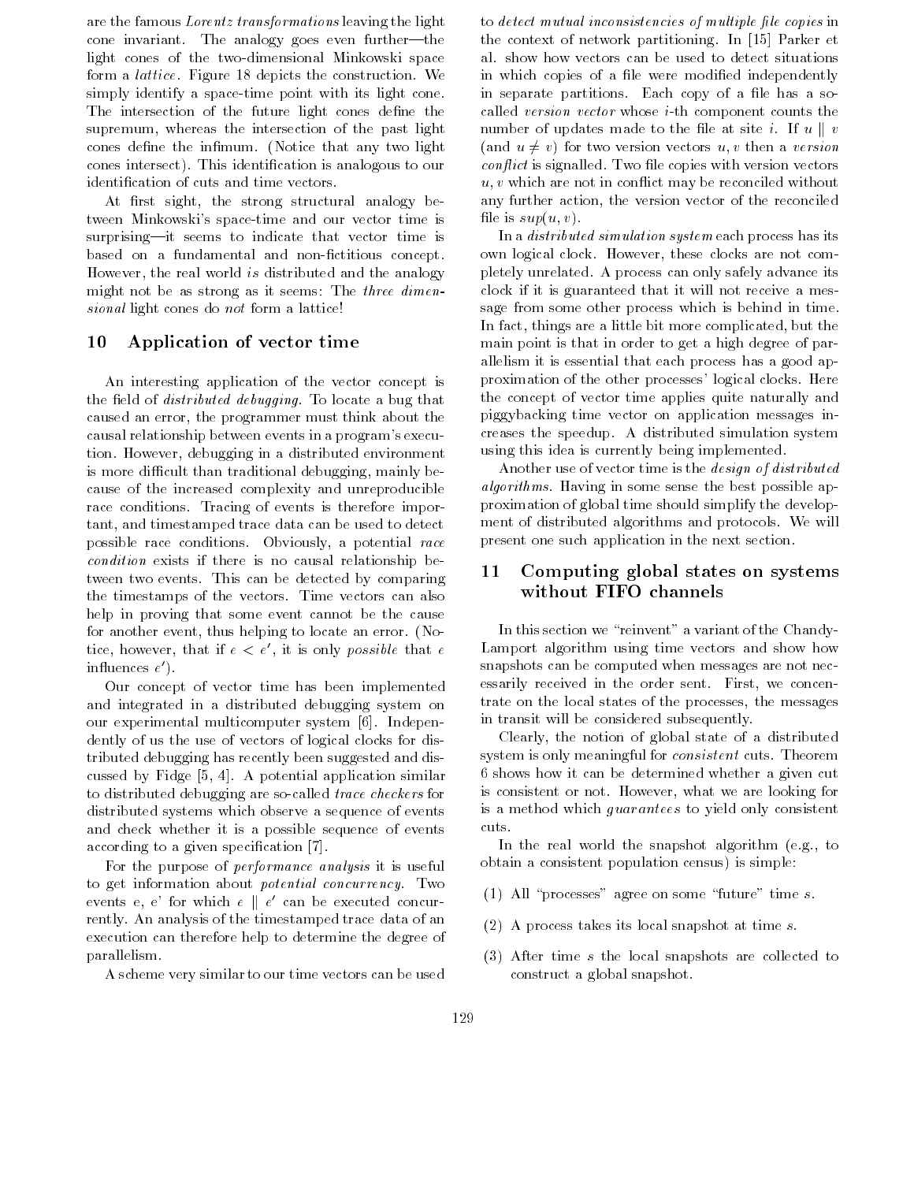are the famous *Lorentz transformations* leaving the light cone invariant. The analogy goes even further—the light cones of the two-dimensional Minkowski space form a *lattice*. Figure 18 depicts the construction. We simply identify a space-time point with its light cone. The intersection of the future light cones define the supremum, whereas the intersection of the past light cones define the infimum. (Notice that any two light cones intersect). This identification is analogous to our identification of cuts and time vectors.

At first sight, the strong structural analogy between Minkowski's space-time and our vector time is surprising—it seems to indicate that vector time is based on a fundamental and non-fictitious concept. However, the real world *is* distributed and the analogy might not be as strong as it seems: The *three dimensional* light cones do *not* form a lattice!

## 10 Application of vector time

An interesting application of the vector concept is the field of *distributed debugging*. To locate a bug that caused an error, the programmer must think about the causal relationship between events in a program's execution. However, debugging in a distributed environment is more difficult than traditional debugging, mainly because of the increased complexity and unreproducible race conditions. Tracing of events is therefore important, and timestamped trace data can be used to detect possible race conditions. Obviously, a potential *race condition* exists if there is no causal relationship between two events. This can be detected by comparing the timestamps of the vectors. Time vectors can also help in proving that some event cannot be the cause for another event, thus helping to locate an error. (Notice, however, that if $e < e'$, it is only *possible* that $e$ influences $e'$).

Our concept of vector time has been implemented and integrated in a distributed debugging system on our experimental multicomputer system [6]. Independently of us the use of vectors of logical clocks for distributed debugging has recently been suggested and discussed by Fidge [5, 4]. A potential application similar to distributed debugging are so-called *trace checkers* for distributed systems which observe a sequence of events and check whether it is a possible sequence of events according to a given specification [7].

For the purpose of *performance analysis* it is useful to get information about *potential concurrency*. Two events e, e' for which $e \parallel e'$ can be executed concurrently. An analysis of the timestamped trace data of an execution can therefore help to determine the degree of parallelism.

A scheme very similar to our time vectors can be used to *detect mutual inconsistencies of multiple file copies* in the context of network partitioning. In [15] Parker et al. show how vectors can be used to detect situations in which copies of a file were modified independently in separate partitions. Each copy of a file has a so-called *version vector* whose $i$-th component counts the number of updates made to the file at site $i$. If $u \parallel v$ (and $u \neq v$) for two version vectors $u, v$ then a *version conflict* is signalled. Two file copies with version vectors $u, v$ which are not in conflict may be reconciled without any further action, the version vector of the reconciled file is $sup(u, v)$.

In a *distributed simulation system* each process has its own logical clock. However, these clocks are not completely unrelated. A process can only safely advance its clock if it is guaranteed that it will not receive a message from some other process which is behind in time. In fact, things are a little bit more complicated, but the main point is that in order to get a high degree of parallelism it is essential that each process has a good approximation of the other processes' logical clocks. Here the concept of vector time applies quite naturally and piggybacking time vector on application messages increases the speedup. A distributed simulation system using this idea is currently being implemented.

Another use of vector time is the *design of distributed algorithms*. Having in some sense the best possible approximation of global time should simplify the development of distributed algorithms and protocols. We will present one such application in the next section.

## 11 Computing global states on systems without FIFO channels

In this section we "reinvent" a variant of the Chandy-Lamport algorithm using time vectors and show how snapshots can be computed when messages are not necessarily received in the order sent. First, we concentrate on the local states of the processes, the messages in transit will be considered subsequently.

Clearly, the notion of global state of a distributed system is only meaningful for *consistent* cuts. Theorem 6 shows how it can be determined whether a given cut is consistent or not. However, what we are looking for is a method which *guarantees* to yield only consistent cuts.

In the real world the snapshot algorithm (e.g., to obtain a consistent population census) is simple:

(1) All "processes" agree on some "future" time $s$.

(2) A process takes its local snapshot at time $s$.

(3) After time $s$ the local snapshots are collected to construct a global snapshot.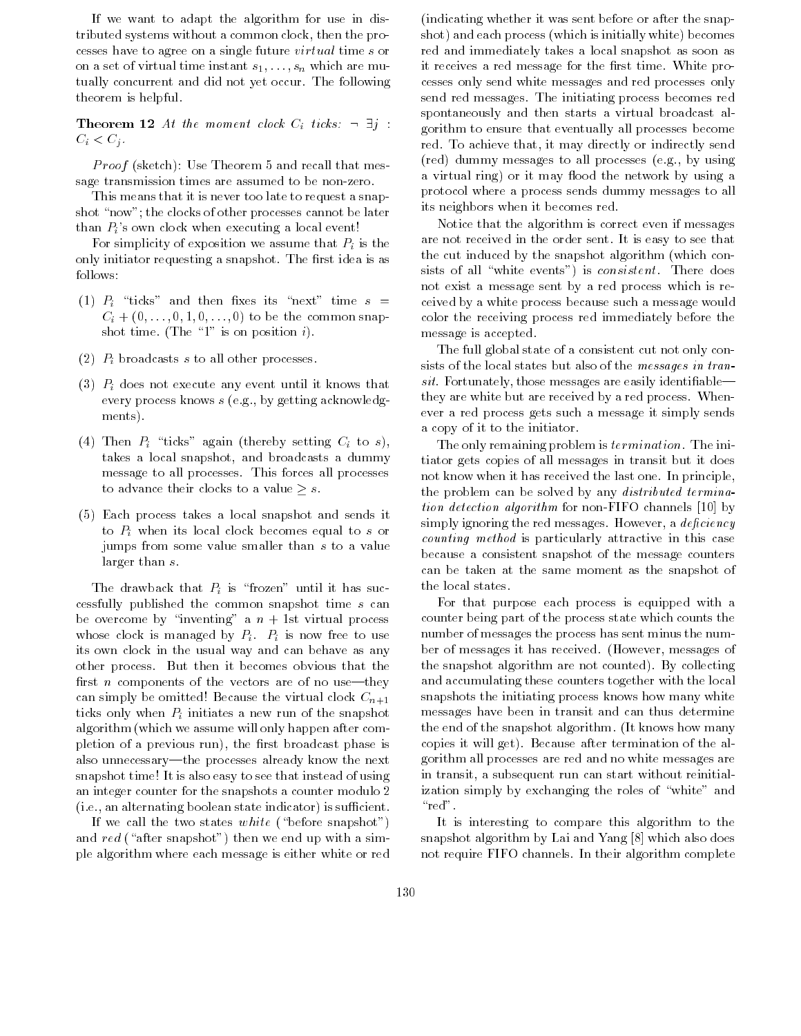If we want to adapt the algorithm for use in distributed systems without a common clock, then the processes have to agree on a single future *virtual* time $s$ or on a set of virtual time instant $s_1, \ldots, s_n$ which are mutually concurrent and did not yet occur. The following theorem is helpful.

**Theorem 12** *At the moment clock $C_i$ ticks: $\neg\ \exists j$ : $C_i < C_j$.*

*Proof* (sketch): Use Theorem 5 and recall that message transmission times are assumed to be non-zero.

This means that it is never too late to request a snapshot "now"; the clocks of other processes cannot be later than $P_i$'s own clock when executing a local event!

For simplicity of exposition we assume that $P_i$ is the only initiator requesting a snapshot. The first idea is as follows:

(1) $P_i$ "ticks" and then fixes its "next" time $s = C_i + (0, \ldots, 0, 1, 0, \ldots, 0)$ to be the common snapshot time. (The "1" is on position $i$).

(2) $P_i$ broadcasts $s$ to all other processes.

(3) $P_i$ does not execute any event until it knows that every process knows $s$ (e.g., by getting acknowledgments).

(4) Then $P_i$ "ticks" again (thereby setting $C_i$ to $s$), takes a local snapshot, and broadcasts a dummy message to all processes. This forces all processes to advance their clocks to a value $\geq s$.

(5) Each process takes a local snapshot and sends it to $P_i$ when its local clock becomes equal to $s$ or jumps from some value smaller than $s$ to a value larger than $s$.

The drawback that $P_i$ is "frozen" until it has successfully published the common snapshot time $s$ can be overcome by "inventing" a $n+1$st virtual process whose clock is managed by $P_i$. $P_i$ is now free to use its own clock in the usual way and can behave as any other process. But then it becomes obvious that the first $n$ components of the vectors are of no use—they can simply be omitted! Because the virtual clock $C_{n+1}$ ticks only when $P_i$ initiates a new run of the snapshot algorithm (which we assume will only happen after completion of a previous run), the first broadcast phase is also unnecessary—the processes already know the next snapshot time! It is also easy to see that instead of using an integer counter for the snapshots a counter modulo 2 (i.e., an alternating boolean state indicator) is sufficient.

If we call the two states *white* ("before snapshot") and *red* ("after snapshot") then we end up with a simple algorithm where each message is either white or red (indicating whether it was sent before or after the snapshot) and each process (which is initially white) becomes red and immediately takes a local snapshot as soon as it receives a red message for the first time. White processes only send white messages and red processes only send red messages. The initiating process becomes red spontaneously and then starts a virtual broadcast algorithm to ensure that eventually all processes become red. To achieve that, it may directly or indirectly send (red) dummy messages to all processes (e.g., by using a virtual ring) or it may flood the network by using a protocol where a process sends dummy messages to all its neighbors when it becomes red.

Notice that the algorithm is correct even if messages are not received in the order sent. It is easy to see that the cut induced by the snapshot algorithm (which consists of all "white events") is *consistent*. There does not exist a message sent by a red process which is received by a white process because such a message would color the receiving process red immediately before the message is accepted.

The full global state of a consistent cut not only consists of the local states but also of the *messages in transit*. Fortunately, those messages are easily identifiable—they are white but are received by a red process. Whenever a red process gets such a message it simply sends a copy of it to the initiator.

The only remaining problem is *termination*. The initiator gets copies of all messages in transit but it does not know when it has received the last one. In principle, the problem can be solved by any *distributed termination detection algorithm* for non-FIFO channels [10] by simply ignoring the red messages. However, a *deficiency counting method* is particularly attractive in this case because a consistent snapshot of the message counters can be taken at the same moment as the snapshot of the local states.

For that purpose each process is equipped with a counter being part of the process state which counts the number of messages the process has sent minus the number of messages it has received. (However, messages of the snapshot algorithm are not counted). By collecting and accumulating these counters together with the local snapshots the initiating process knows how many white messages have been in transit and can thus determine the end of the snapshot algorithm. (It knows how many copies it will get). Because after termination of the algorithm all processes are red and no white messages are in transit, a subsequent run can start without reinitialization simply by exchanging the roles of "white" and "red".

It is interesting to compare this algorithm to the snapshot algorithm by Lai and Yang [8] which also does not require FIFO channels. In their algorithm complete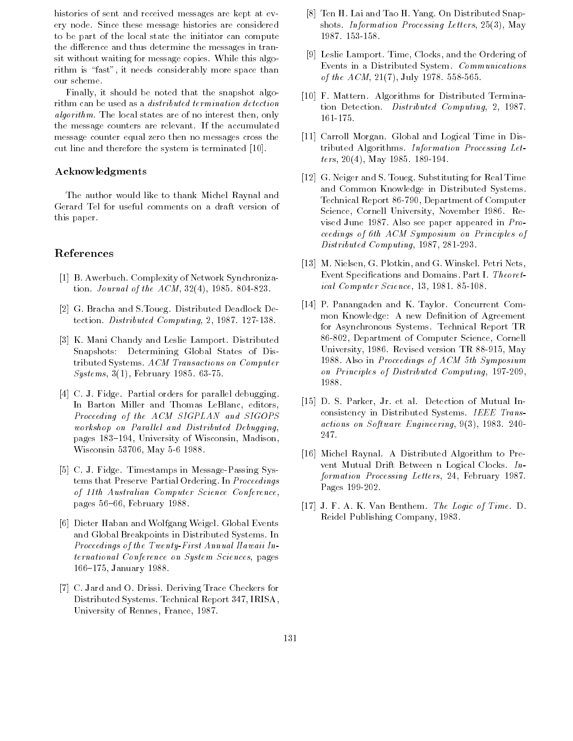histories of sent and received messages are kept at every node. Since these message histories are considered to be part of the local state the initiator can compute the difference and thus determine the messages in transit without waiting for message copies. While this algorithm is "fast", it needs considerably more space than our scheme.

Finally, it should be noted that the snapshot algorithm can be used as a *distributed termination detection algorithm*. The local states are of no interest then, only the message counters are relevant. If the accumulated message counter equal zero then no messages cross the cut line and therefore the system is terminated [10].

### Acknowledgments

The author would like to thank Michel Raynal and Gerard Tel for useful comments on a draft version of this paper.

## References

[1] B. Awerbuch. Complexity of Network Synchronization. *Journal of the ACM*, 32(4), 1985. 804-823.

[2] G. Bracha and S.Toueg. Distributed Deadlock Detection. *Distributed Computing*, 2, 1987. 127-138.

[3] K. Mani Chandy and Leslie Lamport. Distributed Snapshots: Determining Global States of Distributed Systems. *ACM Transactions on Computer Systems*, 3(1), February 1985. 63-75.

[4] C. J. Fidge. Partial orders for parallel debugging. In Barton Miller and Thomas LeBlanc, editors, *Proceeding of the ACM SIGPLAN and SIGOPS workshop on Parallel and Distributed Debugging*, pages 183–194, University of Wisconsin, Madison, Wisconsin 53706, May 5-6 1988.

[5] C. J. Fidge. Timestamps in Message-Passing Systems that Preserve Partial Ordering. In *Proceedings of 11th Australian Computer Science Conference*, pages 56–66, February 1988.

[6] Dieter Haban and Wolfgang Weigel. Global Events and Global Breakpoints in Distributed Systems. In *Proceedings of the Twenty-First Annual Hawaii International Conference on System Sciences*, pages 166–175, January 1988.

[7] C. Jard and O. Drissi. Deriving Trace Checkers for Distributed Systems. Technical Report 347, IRISA, University of Rennes, France, 1987.

[8] Ten H. Lai and Tao H. Yang. On Distributed Snapshots. *Information Processing Letters*, 25(3), May 1987. 153-158.

[9] Leslie Lamport. Time, Clocks, and the Ordering of Events in a Distributed System. *Communications of the ACM*, 21(7), July 1978. 558-565.

[10] F. Mattern. Algorithms for Distributed Termination Detection. *Distributed Computing*, 2, 1987. 161-175.

[11] Carroll Morgan. Global and Logical Time in Distributed Algorithms. *Information Processing Letters*, 20(4), May 1985. 189-194.

[12] G. Neiger and S. Toueg. Substituting for Real Time and Common Knowledge in Distributed Systems. Technical Report 86-790, Department of Computer Science, Cornell University, November 1986. Revised June 1987. Also see paper appeared in *Proceedings of 6th ACM Symposium on Principles of Distributed Computing*, 1987, 281-293.

[13] M. Nielsen, G. Plotkin, and G. Winskel. Petri Nets, Event Specifications and Domains. Part I. *Theoretical Computer Science*, 13, 1981. 85-108.

[14] P. Panangaden and K. Taylor. Concurrent Common Knowledge: A new Definition of Agreement for Asynchronous Systems. Technical Report TR 86-802, Department of Computer Science, Cornell University, 1986. Revised version TR 88-915, May 1988. Also in *Proceedings of ACM 5th Symposium on Principles of Distributed Computing*, 197-209, 1988.

[15] D. S. Parker, Jr. et al. Detection of Mutual Inconsistency in Distributed Systems. *IEEE Transactions on Software Engineering*, 9(3), 1983. 240-247.

[16] Michel Raynal. A Distributed Algorithm to Prevent Mutual Drift Between n Logical Clocks. *Information Processing Letters*, 24, February 1987. Pages 199-202.

[17] J. F. A. K. Van Benthem. *The Logic of Time*. D. Reidel Publishing Company, 1983.